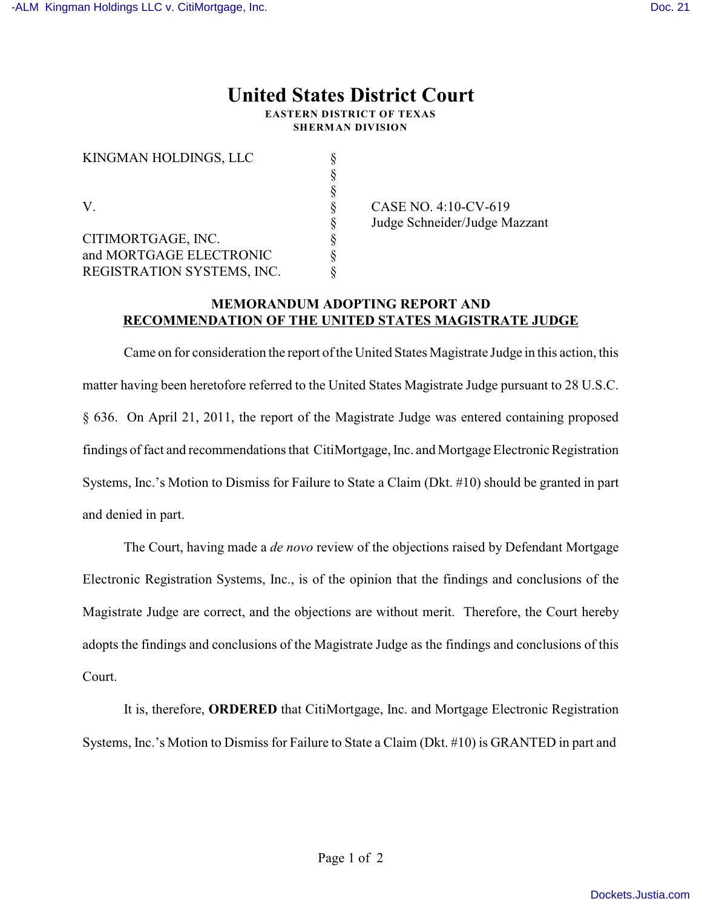# United States District Court

**EASTERN DISTRICT OF TEXAS**
**SHERMAN DIVISION**

| | | |
|---|---|---|
| KINGMAN HOLDINGS, LLC | § | |
| | § | |
| | § | |
| V. | § | CASE NO. 4:10-CV-619 |
| | § | Judge Schneider/Judge Mazzant |
| CITIMORTGAGE, INC. | § | |
| and MORTGAGE ELECTRONIC | § | |
| REGISTRATION SYSTEMS, INC. | § | |

**MEMORANDUM ADOPTING REPORT AND RECOMMENDATION OF THE UNITED STATES MAGISTRATE JUDGE**

Came on for consideration the report of the United States Magistrate Judge in this action, this matter having been heretofore referred to the United States Magistrate Judge pursuant to 28 U.S.C. § 636. On April 21, 2011, the report of the Magistrate Judge was entered containing proposed findings of fact and recommendations that CitiMortgage, Inc. and Mortgage Electronic Registration Systems, Inc.'s Motion to Dismiss for Failure to State a Claim (Dkt. #10) should be granted in part and denied in part.

The Court, having made a *de novo* review of the objections raised by Defendant Mortgage Electronic Registration Systems, Inc., is of the opinion that the findings and conclusions of the Magistrate Judge are correct, and the objections are without merit. Therefore, the Court hereby adopts the findings and conclusions of the Magistrate Judge as the findings and conclusions of this Court.

It is, therefore, **ORDERED** that CitiMortgage, Inc. and Mortgage Electronic Registration Systems, Inc.'s Motion to Dismiss for Failure to State a Claim (Dkt. #10) is GRANTED in part and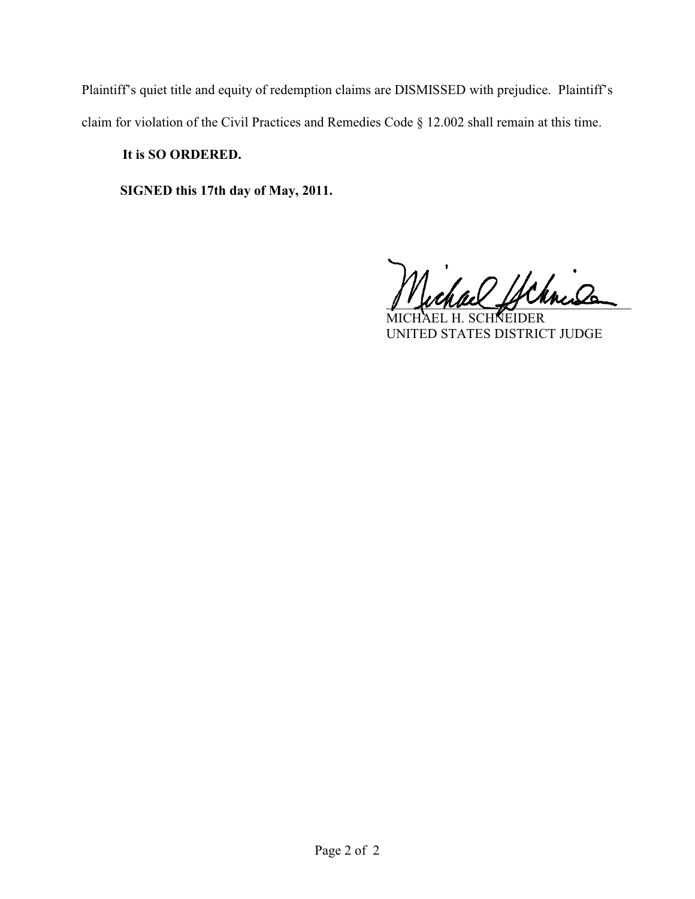Plaintiff's quiet title and equity of redemption claims are DISMISSED with prejudice. Plaintiff's claim for violation of the Civil Practices and Remedies Code § 12.002 shall remain at this time.

**It is SO ORDERED.**

**SIGNED this 17th day of May, 2011.**

MICHAEL H. SCHNEIDER
UNITED STATES DISTRICT JUDGE